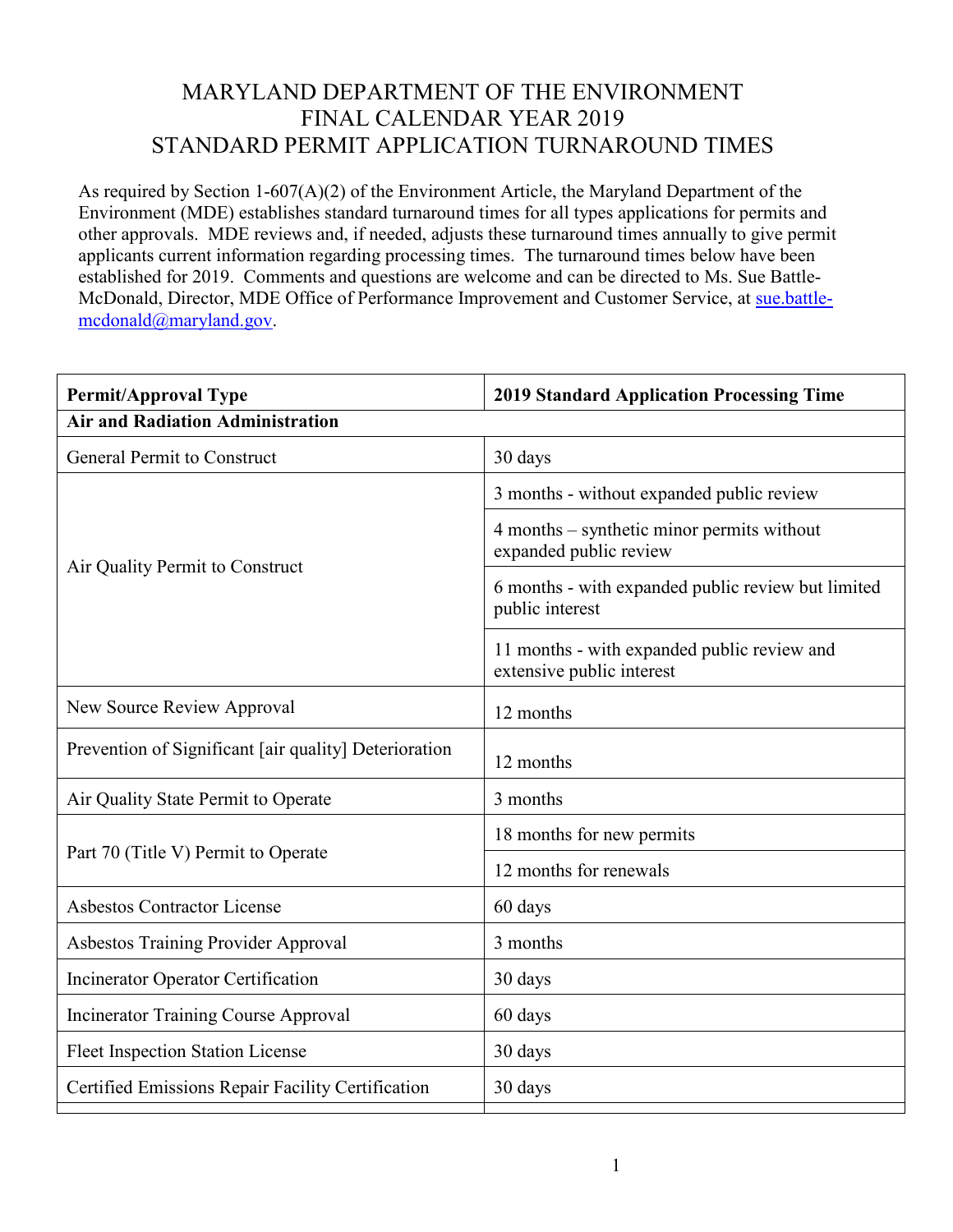# MARYLAND DEPARTMENT OF THE ENVIRONMENT
# FINAL CALENDAR YEAR 2019
# STANDARD PERMIT APPLICATION TURNAROUND TIMES

As required by Section 1-607(A)(2) of the Environment Article, the Maryland Department of the Environment (MDE) establishes standard turnaround times for all types applications for permits and other approvals. MDE reviews and, if needed, adjusts these turnaround times annually to give permit applicants current information regarding processing times. The turnaround times below have been established for 2019. Comments and questions are welcome and can be directed to Ms. Sue Battle-McDonald, Director, MDE Office of Performance Improvement and Customer Service, at sue.battle-mcdonald@maryland.gov.

| Permit/Approval Type | 2019 Standard Application Processing Time |
|---|---|
| **Air and Radiation Administration** | |
| General Permit to Construct | 30 days |
| Air Quality Permit to Construct | 3 months - without expanded public review |
| | 4 months – synthetic minor permits without expanded public review |
| | 6 months - with expanded public review but limited public interest |
| | 11 months - with expanded public review and extensive public interest |
| New Source Review Approval | 12 months |
| Prevention of Significant [air quality] Deterioration | 12 months |
| Air Quality State Permit to Operate | 3 months |
| Part 70 (Title V) Permit to Operate | 18 months for new permits |
| | 12 months for renewals |
| Asbestos Contractor License | 60 days |
| Asbestos Training Provider Approval | 3 months |
| Incinerator Operator Certification | 30 days |
| Incinerator Training Course Approval | 60 days |
| Fleet Inspection Station License | 30 days |
| Certified Emissions Repair Facility Certification | 30 days |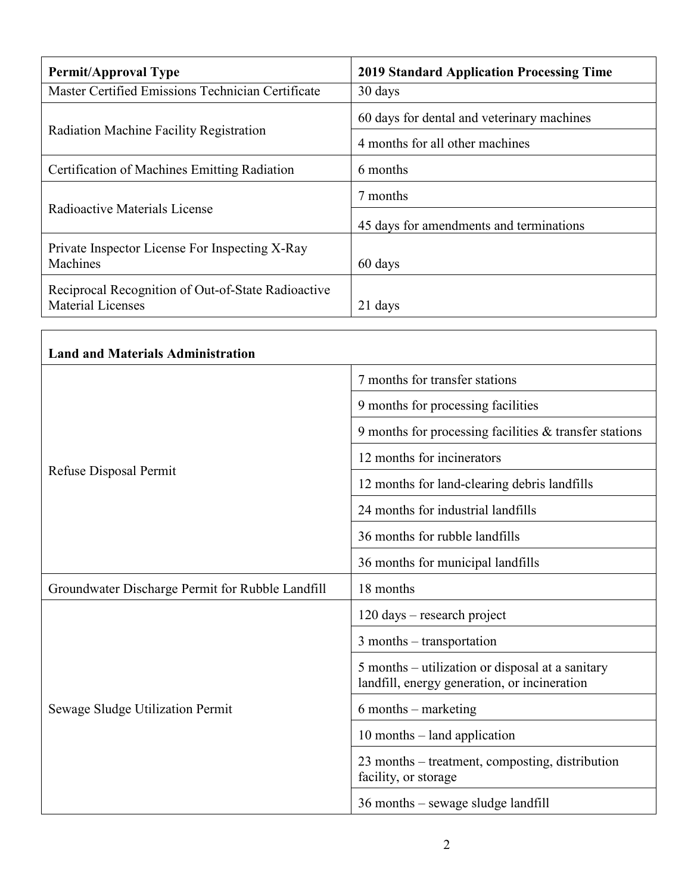| Permit/Approval Type | 2019 Standard Application Processing Time |
| --- | --- |
| Master Certified Emissions Technician Certificate | 30 days |
| Radiation Machine Facility Registration | 60 days for dental and veterinary machines |
| | 4 months for all other machines |
| Certification of Machines Emitting Radiation | 6 months |
| Radioactive Materials License | 7 months |
| | 45 days for amendments and terminations |
| Private Inspector License For Inspecting X-Ray Machines | 60 days |
| Reciprocal Recognition of Out-of-State Radioactive Material Licenses | 21 days |

| Land and Materials Administration | |
| --- | --- |
| Refuse Disposal Permit | 7 months for transfer stations |
| | 9 months for processing facilities |
| | 9 months for processing facilities & transfer stations |
| | 12 months for incinerators |
| | 12 months for land-clearing debris landfills |
| | 24 months for industrial landfills |
| | 36 months for rubble landfills |
| | 36 months for municipal landfills |
| Groundwater Discharge Permit for Rubble Landfill | 18 months |
| Sewage Sludge Utilization Permit | 120 days – research project |
| | 3 months – transportation |
| | 5 months – utilization or disposal at a sanitary landfill, energy generation, or incineration |
| | 6 months – marketing |
| | 10 months – land application |
| | 23 months – treatment, composting, distribution facility, or storage |
| | 36 months – sewage sludge landfill |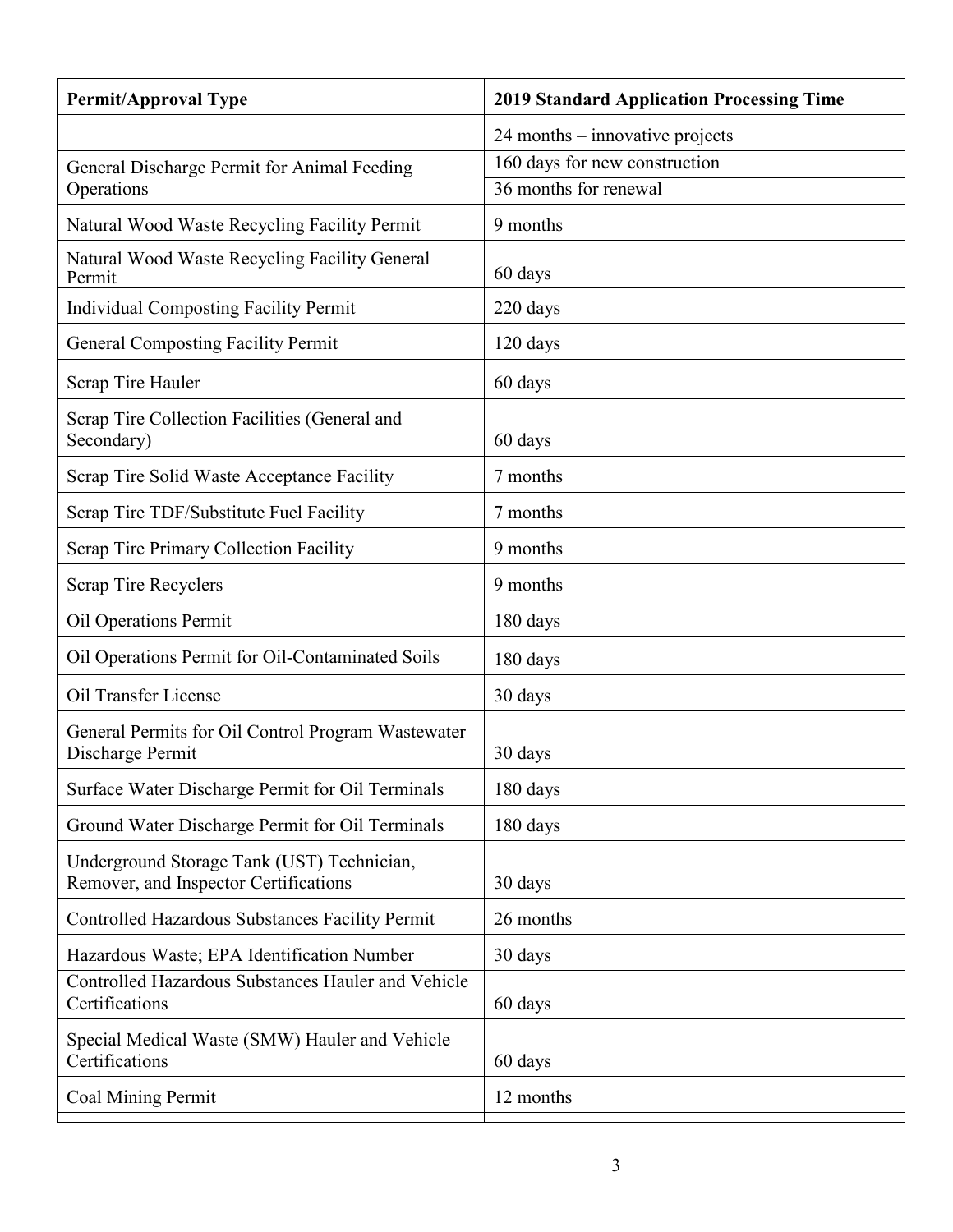| Permit/Approval Type | 2019 Standard Application Processing Time |
| --- | --- |
| | 24 months – innovative projects |
| General Discharge Permit for Animal Feeding Operations | 160 days for new construction |
| | 36 months for renewal |
| Natural Wood Waste Recycling Facility Permit | 9 months |
| Natural Wood Waste Recycling Facility General Permit | 60 days |
| Individual Composting Facility Permit | 220 days |
| General Composting Facility Permit | 120 days |
| Scrap Tire Hauler | 60 days |
| Scrap Tire Collection Facilities (General and Secondary) | 60 days |
| Scrap Tire Solid Waste Acceptance Facility | 7 months |
| Scrap Tire TDF/Substitute Fuel Facility | 7 months |
| Scrap Tire Primary Collection Facility | 9 months |
| Scrap Tire Recyclers | 9 months |
| Oil Operations Permit | 180 days |
| Oil Operations Permit for Oil-Contaminated Soils | 180 days |
| Oil Transfer License | 30 days |
| General Permits for Oil Control Program Wastewater Discharge Permit | 30 days |
| Surface Water Discharge Permit for Oil Terminals | 180 days |
| Ground Water Discharge Permit for Oil Terminals | 180 days |
| Underground Storage Tank (UST) Technician, Remover, and Inspector Certifications | 30 days |
| Controlled Hazardous Substances Facility Permit | 26 months |
| Hazardous Waste; EPA Identification Number | 30 days |
| Controlled Hazardous Substances Hauler and Vehicle Certifications | 60 days |
| Special Medical Waste (SMW) Hauler and Vehicle Certifications | 60 days |
| Coal Mining Permit | 12 months |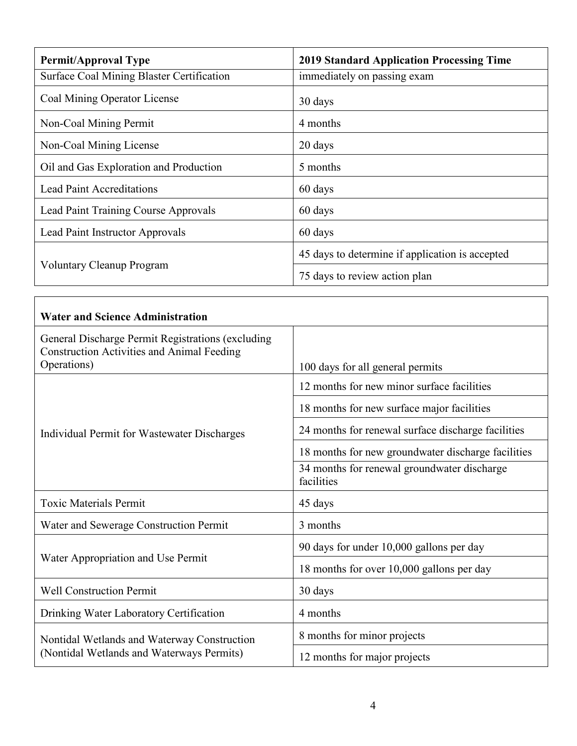| Permit/Approval Type | 2019 Standard Application Processing Time |
|---|---|
| Surface Coal Mining Blaster Certification | immediately on passing exam |
| Coal Mining Operator License | 30 days |
| Non-Coal Mining Permit | 4 months |
| Non-Coal Mining License | 20 days |
| Oil and Gas Exploration and Production | 5 months |
| Lead Paint Accreditations | 60 days |
| Lead Paint Training Course Approvals | 60 days |
| Lead Paint Instructor Approvals | 60 days |
| Voluntary Cleanup Program | 45 days to determine if application is accepted |
| | 75 days to review action plan |

| **Water and Science Administration** | |
|---|---|
| General Discharge Permit Registrations (excluding Construction Activities and Animal Feeding Operations) | 100 days for all general permits |
| Individual Permit for Wastewater Discharges | 12 months for new minor surface facilities |
| | 18 months for new surface major facilities |
| | 24 months for renewal surface discharge facilities |
| | 18 months for new groundwater discharge facilities |
| | 34 months for renewal groundwater discharge facilities |
| Toxic Materials Permit | 45 days |
| Water and Sewerage Construction Permit | 3 months |
| Water Appropriation and Use Permit | 90 days for under 10,000 gallons per day |
| | 18 months for over 10,000 gallons per day |
| Well Construction Permit | 30 days |
| Drinking Water Laboratory Certification | 4 months |
| Nontidal Wetlands and Waterway Construction (Nontidal Wetlands and Waterways Permits) | 8 months for minor projects |
| | 12 months for major projects |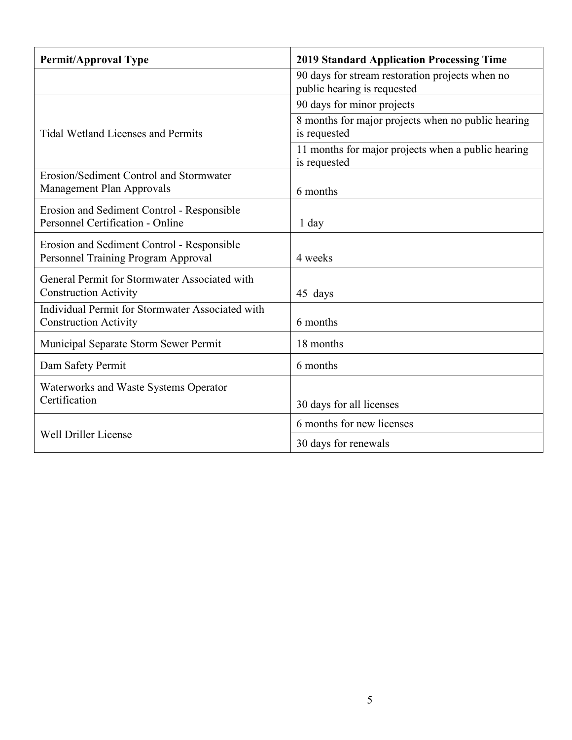| Permit/Approval Type | 2019 Standard Application Processing Time |
|---|---|
| | 90 days for stream restoration projects when no public hearing is requested |
| Tidal Wetland Licenses and Permits | 90 days for minor projects |
| | 8 months for major projects when no public hearing is requested |
| | 11 months for major projects when a public hearing is requested |
| Erosion/Sediment Control and Stormwater Management Plan Approvals | 6 months |
| Erosion and Sediment Control - Responsible Personnel Certification - Online | 1 day |
| Erosion and Sediment Control - Responsible Personnel Training Program Approval | 4 weeks |
| General Permit for Stormwater Associated with Construction Activity | 45 days |
| Individual Permit for Stormwater Associated with Construction Activity | 6 months |
| Municipal Separate Storm Sewer Permit | 18 months |
| Dam Safety Permit | 6 months |
| Waterworks and Waste Systems Operator Certification | 30 days for all licenses |
| Well Driller License | 6 months for new licenses |
| | 30 days for renewals |